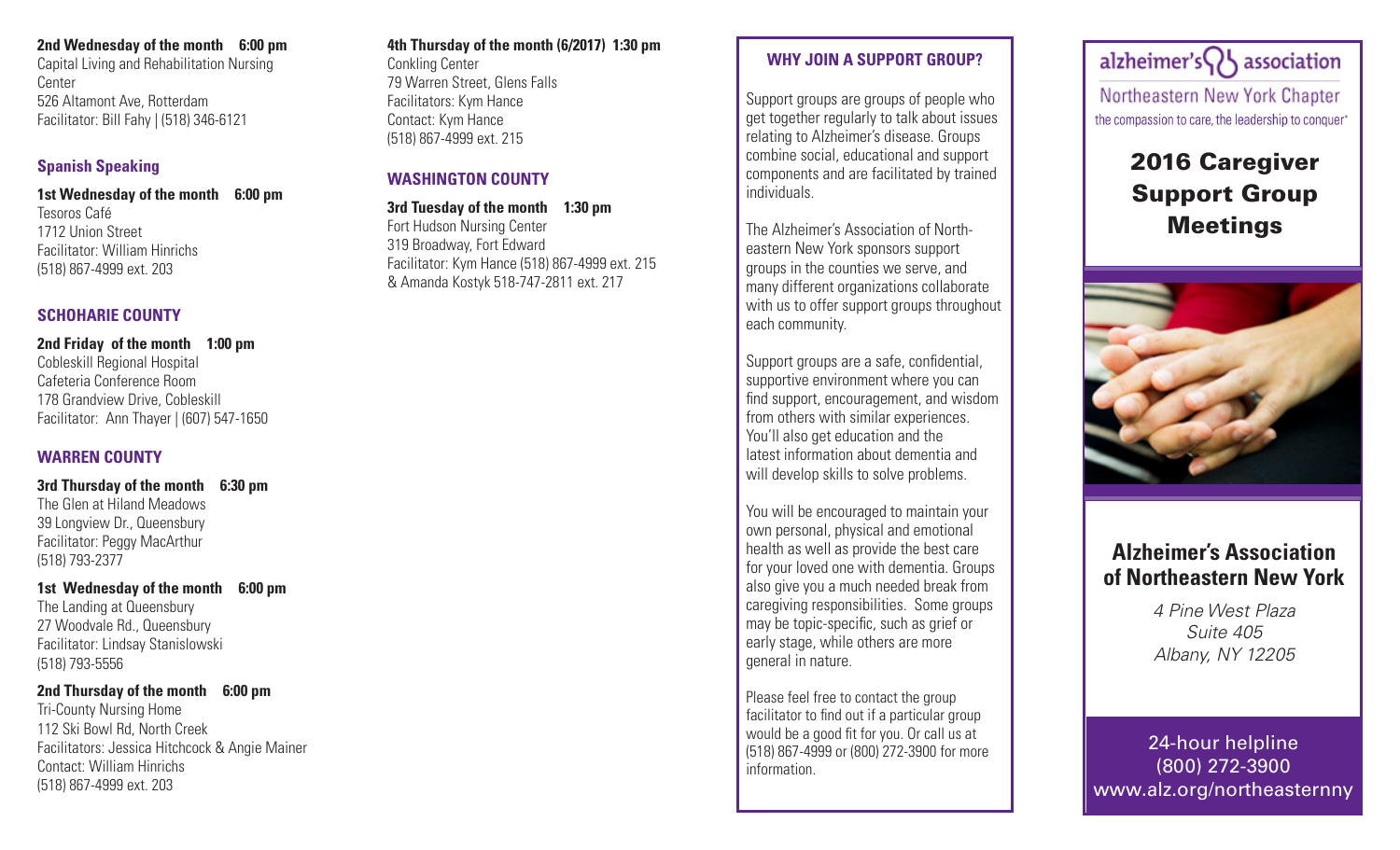**2nd Wednesday of the month 6:00 pm**
Capital Living and Rehabilitation Nursing Center
526 Altamont Ave, Rotterdam
Facilitator: Bill Fahy | (518) 346-6121

### Spanish Speaking

**1st Wednesday of the month 6:00 pm**
Tesoros Café
1712 Union Street
Facilitator: William Hinrichs
(518) 867-4999 ext. 203

### SCHOHARIE COUNTY

**2nd Friday of the month 1:00 pm**
Cobleskill Regional Hospital
Cafeteria Conference Room
178 Grandview Drive, Cobleskill
Facilitator: Ann Thayer | (607) 547-1650

### WARREN COUNTY

**3rd Thursday of the month 6:30 pm**
The Glen at Hiland Meadows
39 Longview Dr., Queensbury
Facilitator: Peggy MacArthur
(518) 793-2377

**1st Wednesday of the month 6:00 pm**
The Landing at Queensbury
27 Woodvale Rd., Queensbury
Facilitator: Lindsay Stanislowski
(518) 793-5556

**2nd Thursday of the month 6:00 pm**
Tri-County Nursing Home
112 Ski Bowl Rd, North Creek
Facilitators: Jessica Hitchcock & Angie Mainer
Contact: William Hinrichs
(518) 867-4999 ext. 203

**4th Thursday of the month (6/2017) 1:30 pm**
Conkling Center
79 Warren Street, Glens Falls
Facilitators: Kym Hance
Contact: Kym Hance
(518) 867-4999 ext. 215

### WASHINGTON COUNTY

**3rd Tuesday of the month 1:30 pm**
Fort Hudson Nursing Center
319 Broadway, Fort Edward
Facilitator: Kym Hance (518) 867-4999 ext. 215 & Amanda Kostyk 518-747-2811 ext. 217

### WHY JOIN A SUPPORT GROUP?

Support groups are groups of people who get together regularly to talk about issues relating to Alzheimer's disease. Groups combine social, educational and support components and are facilitated by trained individuals.

The Alzheimer's Association of Northeastern New York sponsors support groups in the counties we serve, and many different organizations collaborate with us to offer support groups throughout each community.

Support groups are a safe, confidential, supportive environment where you can find support, encouragement, and wisdom from others with similar experiences. You'll also get education and the latest information about dementia and will develop skills to solve problems.

You will be encouraged to maintain your own personal, physical and emotional health as well as provide the best care for your loved one with dementia. Groups also give you a much needed break from caregiving responsibilities. Some groups may be topic-specific, such as grief or early stage, while others are more general in nature.

Please feel free to contact the group facilitator to find out if a particular group would be a good fit for you. Or call us at (518) 867-4999 or (800) 272-3900 for more information.

alzheimer's association
Northeastern New York Chapter
the compassion to care, the leadership to conquer

# 2016 Caregiver Support Group Meetings

## Alzheimer's Association of Northeastern New York

*4 Pine West Plaza*
*Suite 405*
*Albany, NY 12205*

24-hour helpline
(800) 272-3900
www.alz.org/northeasternny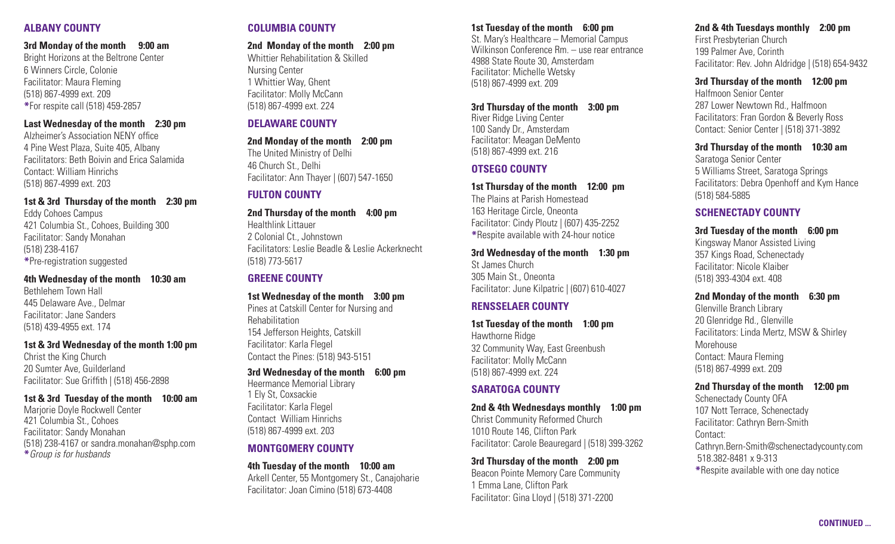## ALBANY COUNTY

**3rd Monday of the month 9:00 am**
Bright Horizons at the Beltrone Center
6 Winners Circle, Colonie
Facilitator: Maura Fleming
(518) 867-4999 ext. 209
*For respite call (518) 459-2857

**Last Wednesday of the month 2:30 pm**
Alzheimer's Association NENY office
4 Pine West Plaza, Suite 405, Albany
Facilitators: Beth Boivin and Erica Salamida
Contact: William Hinrichs
(518) 867-4999 ext. 203

**1st & 3rd Thursday of the month 2:30 pm**
Eddy Cohoes Campus
421 Columbia St., Cohoes, Building 300
Facilitator: Sandy Monahan
(518) 238-4167
*Pre-registration suggested

**4th Wednesday of the month 10:30 am**
Bethlehem Town Hall
445 Delaware Ave., Delmar
Facilitator: Jane Sanders
(518) 439-4955 ext. 174

**1st & 3rd Wednesday of the month 1:00 pm**
Christ the King Church
20 Sumter Ave, Guilderland
Facilitator: Sue Griffith | (518) 456-2898

**1st & 3rd Tuesday of the month 10:00 am**
Marjorie Doyle Rockwell Center
421 Columbia St., Cohoes
Facilitator: Sandy Monahan
(518) 238-4167 or sandra.monahan@sphp.com
*\*Group is for husbands*

## COLUMBIA COUNTY

**2nd Monday of the month 2:00 pm**
Whittier Rehabilitation & Skilled Nursing Center
1 Whittier Way, Ghent
Facilitator: Molly McCann
(518) 867-4999 ext. 224

## DELAWARE COUNTY

**2nd Monday of the month 2:00 pm**
The United Ministry of Delhi
46 Church St., Delhi
Facilitator: Ann Thayer | (607) 547-1650

## FULTON COUNTY

**2nd Thursday of the month 4:00 pm**
Healthlink Littauer
2 Colonial Ct., Johnstown
Facilitators: Leslie Beadle & Leslie Ackerknecht
(518) 773-5617

## GREENE COUNTY

**1st Wednesday of the month 3:00 pm**
Pines at Catskill Center for Nursing and Rehabilitation
154 Jefferson Heights, Catskill
Facilitator: Karla Flegel
Contact the Pines: (518) 943-5151

**3rd Wednesday of the month 6:00 pm**
Heermance Memorial Library
1 Ely St, Coxsackie
Facilitator: Karla Flegel
Contact William Hinrichs
(518) 867-4999 ext. 203

## MONTGOMERY COUNTY

**4th Tuesday of the month 10:00 am**
Arkell Center, 55 Montgomery St., Canajoharie
Facilitator: Joan Cimino (518) 673-4408

**1st Tuesday of the month 6:00 pm**
St. Mary's Healthcare – Memorial Campus
Wilkinson Conference Rm. – use rear entrance
4988 State Route 30, Amsterdam
Facilitator: Michelle Wetsky
(518) 867-4999 ext. 209

**3rd Thursday of the month 3:00 pm**
River Ridge Living Center
100 Sandy Dr., Amsterdam
Facilitator: Meagan DeMento
(518) 867-4999 ext. 216

## OTSEGO COUNTY

**1st Thursday of the month 12:00 pm**
The Plains at Parish Homestead
163 Heritage Circle, Oneonta
Facilitator: Cindy Ploutz | (607) 435-2252
*Respite available with 24-hour notice

**3rd Wednesday of the month 1:30 pm**
St James Church
305 Main St., Oneonta
Facilitator: June Kilpatric | (607) 610-4027

## RENSSELAER COUNTY

**1st Tuesday of the month 1:00 pm**
Hawthorne Ridge
32 Community Way, East Greenbush
Facilitator: Molly McCann
(518) 867-4999 ext. 224

## SARATOGA COUNTY

**2nd & 4th Wednesdays monthly 1:00 pm**
Christ Community Reformed Church
1010 Route 146, Clifton Park
Facilitator: Carole Beauregard | (518) 399-3262

**3rd Thursday of the month 2:00 pm**
Beacon Pointe Memory Care Community
1 Emma Lane, Clifton Park
Facilitator: Gina Lloyd | (518) 371-2200

**2nd & 4th Tuesdays monthly 2:00 pm**
First Presbyterian Church
199 Palmer Ave, Corinth
Facilitator: Rev. John Aldridge | (518) 654-9432

**3rd Thursday of the month 12:00 pm**
Halfmoon Senior Center
287 Lower Newtown Rd., Halfmoon
Facilitators: Fran Gordon & Beverly Ross
Contact: Senior Center | (518) 371-3892

**3rd Thursday of the month 10:30 am**
Saratoga Senior Center
5 Williams Street, Saratoga Springs
Facilitators: Debra Openhoff and Kym Hance
(518) 584-5885

## SCHENECTADY COUNTY

**3rd Tuesday of the month 6:00 pm**
Kingsway Manor Assisted Living
357 Kings Road, Schenectady
Facilitator: Nicole Klaiber
(518) 393-4304 ext. 408

**2nd Monday of the month 6:30 pm**
Glenville Branch Library
20 Glenridge Rd., Glenville
Facilitators: Linda Mertz, MSW & Shirley Morehouse
Contact: Maura Fleming
(518) 867-4999 ext. 209

**2nd Thursday of the month 12:00 pm**
Schenectady County OFA
107 Nott Terrace, Schenectady
Facilitator: Cathryn Bern-Smith
Contact:
Cathryn.Bern-Smith@schenectadycounty.com
518.382-8481 x 9-313
*Respite available with one day notice

**CONTINUED ...**